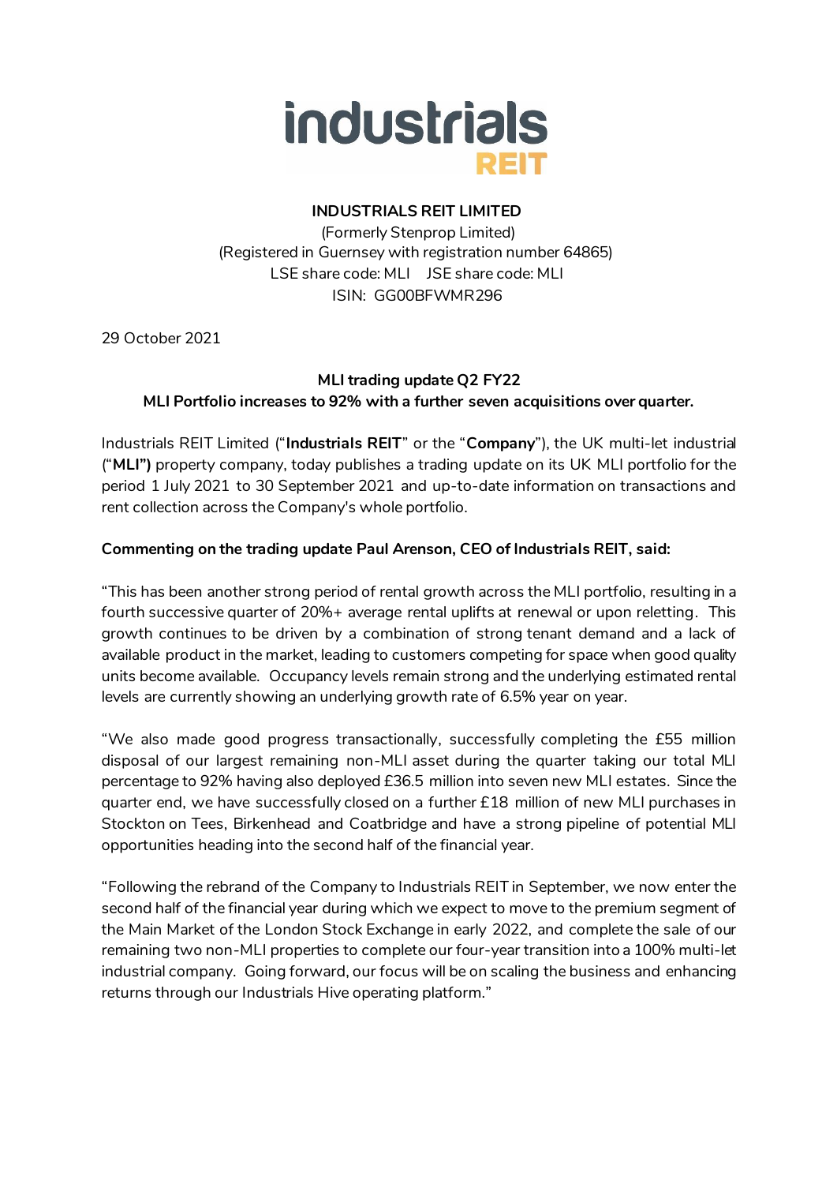# industrials REIT

**INDUSTRIALS REIT LIMITED**
(Formerly Stenprop Limited)
(Registered in Guernsey with registration number 64865)
LSE share code: MLI JSE share code: MLI
ISIN: GG00BFWMR296

29 October 2021

**MLI trading update Q2 FY22**
**MLI Portfolio increases to 92% with a further seven acquisitions over quarter.**

Industrials REIT Limited ("**Industrials REIT**" or the "**Company**"), the UK multi-let industrial ("**MLI")** property company, today publishes a trading update on its UK MLI portfolio for the period 1 July 2021 to 30 September 2021 and up-to-date information on transactions and rent collection across the Company's whole portfolio.

**Commenting on the trading update Paul Arenson, CEO of Industrials REIT, said:**

"This has been another strong period of rental growth across the MLI portfolio, resulting in a fourth successive quarter of 20%+ average rental uplifts at renewal or upon reletting. This growth continues to be driven by a combination of strong tenant demand and a lack of available product in the market, leading to customers competing for space when good quality units become available. Occupancy levels remain strong and the underlying estimated rental levels are currently showing an underlying growth rate of 6.5% year on year.

"We also made good progress transactionally, successfully completing the £55 million disposal of our largest remaining non-MLI asset during the quarter taking our total MLI percentage to 92% having also deployed £36.5 million into seven new MLI estates. Since the quarter end, we have successfully closed on a further £18 million of new MLI purchases in Stockton on Tees, Birkenhead and Coatbridge and have a strong pipeline of potential MLI opportunities heading into the second half of the financial year.

"Following the rebrand of the Company to Industrials REIT in September, we now enter the second half of the financial year during which we expect to move to the premium segment of the Main Market of the London Stock Exchange in early 2022, and complete the sale of our remaining two non-MLI properties to complete our four-year transition into a 100% multi-let industrial company. Going forward, our focus will be on scaling the business and enhancing returns through our Industrials Hive operating platform."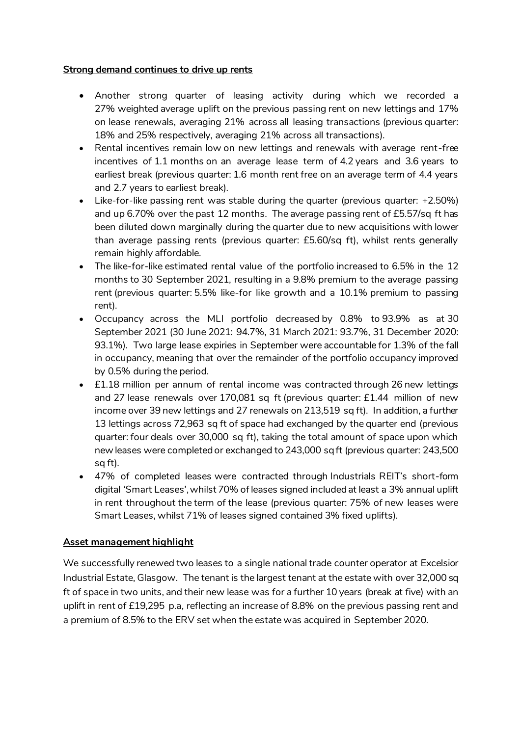**Strong demand continues to drive up rents**

- Another strong quarter of leasing activity during which we recorded a 27% weighted average uplift on the previous passing rent on new lettings and 17% on lease renewals, averaging 21% across all leasing transactions (previous quarter: 18% and 25% respectively, averaging 21% across all transactions).
- Rental incentives remain low on new lettings and renewals with average rent-free incentives of 1.1 months on an average lease term of 4.2 years and 3.6 years to earliest break (previous quarter: 1.6 month rent free on an average term of 4.4 years and 2.7 years to earliest break).
- Like-for-like passing rent was stable during the quarter (previous quarter: +2.50%) and up 6.70% over the past 12 months. The average passing rent of £5.57/sq ft has been diluted down marginally during the quarter due to new acquisitions with lower than average passing rents (previous quarter: £5.60/sq ft), whilst rents generally remain highly affordable.
- The like-for-like estimated rental value of the portfolio increased to 6.5% in the 12 months to 30 September 2021, resulting in a 9.8% premium to the average passing rent (previous quarter: 5.5% like-for like growth and a 10.1% premium to passing rent).
- Occupancy across the MLI portfolio decreased by 0.8% to 93.9% as at 30 September 2021 (30 June 2021: 94.7%, 31 March 2021: 93.7%, 31 December 2020: 93.1%). Two large lease expiries in September were accountable for 1.3% of the fall in occupancy, meaning that over the remainder of the portfolio occupancy improved by 0.5% during the period.
- £1.18 million per annum of rental income was contracted through 26 new lettings and 27 lease renewals over 170,081 sq ft (previous quarter: £1.44 million of new income over 39 new lettings and 27 renewals on 213,519 sq ft). In addition, a further 13 lettings across 72,963 sq ft of space had exchanged by the quarter end (previous quarter: four deals over 30,000 sq ft), taking the total amount of space upon which new leases were completed or exchanged to 243,000 sq ft (previous quarter: 243,500 sq ft).
- 47% of completed leases were contracted through Industrials REIT's short-form digital 'Smart Leases', whilst 70% of leases signed included at least a 3% annual uplift in rent throughout the term of the lease (previous quarter: 75% of new leases were Smart Leases, whilst 71% of leases signed contained 3% fixed uplifts).

**Asset management highlight**

We successfully renewed two leases to a single national trade counter operator at Excelsior Industrial Estate, Glasgow. The tenant is the largest tenant at the estate with over 32,000 sq ft of space in two units, and their new lease was for a further 10 years (break at five) with an uplift in rent of £19,295 p.a, reflecting an increase of 8.8% on the previous passing rent and a premium of 8.5% to the ERV set when the estate was acquired in September 2020.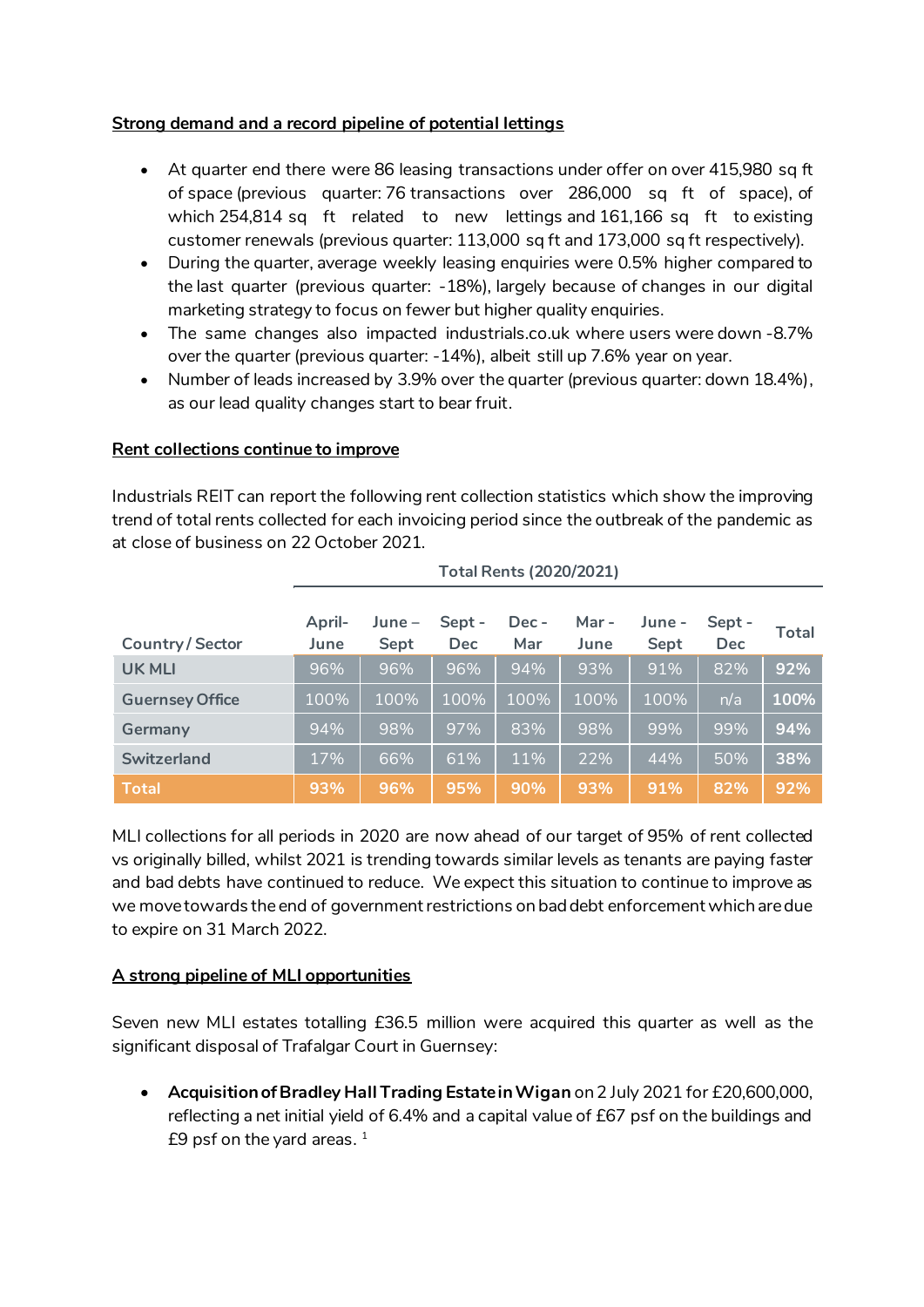**Strong demand and a record pipeline of potential lettings**

- At quarter end there were 86 leasing transactions under offer on over 415,980 sq ft of space (previous quarter: 76 transactions over 286,000 sq ft of space), of which 254,814 sq ft related to new lettings and 161,166 sq ft to existing customer renewals (previous quarter: 113,000 sq ft and 173,000 sq ft respectively).
- During the quarter, average weekly leasing enquiries were 0.5% higher compared to the last quarter (previous quarter: -18%), largely because of changes in our digital marketing strategy to focus on fewer but higher quality enquiries.
- The same changes also impacted industrials.co.uk where users were down -8.7% over the quarter (previous quarter: -14%), albeit still up 7.6% year on year.
- Number of leads increased by 3.9% over the quarter (previous quarter: down 18.4%), as our lead quality changes start to bear fruit.

**Rent collections continue to improve**

Industrials REIT can report the following rent collection statistics which show the improving trend of total rents collected for each invoicing period since the outbreak of the pandemic as at close of business on 22 October 2021.

| | Total Rents (2020/2021) | | | | | | | |
|---|---|---|---|---|---|---|---|---|
| Country / Sector | April-June | June – Sept | Sept - Dec | Dec - Mar | Mar - June | June - Sept | Sept - Dec | Total |
| UK MLI | 96% | 96% | 96% | 94% | 93% | 91% | 82% | **92%** |
| Guernsey Office | 100% | 100% | 100% | 100% | 100% | 100% | n/a | **100%** |
| Germany | 94% | 98% | 97% | 83% | 98% | 99% | 99% | **94%** |
| Switzerland | 17% | 66% | 61% | 11% | 22% | 44% | 50% | **38%** |
| **Total** | **93%** | **96%** | **95%** | **90%** | **93%** | **91%** | **82%** | **92%** |

MLI collections for all periods in 2020 are now ahead of our target of 95% of rent collected vs originally billed, whilst 2021 is trending towards similar levels as tenants are paying faster and bad debts have continued to reduce. We expect this situation to continue to improve as we move towards the end of government restrictions on bad debt enforcement which are due to expire on 31 March 2022.

**A strong pipeline of MLI opportunities**

Seven new MLI estates totalling £36.5 million were acquired this quarter as well as the significant disposal of Trafalgar Court in Guernsey:

- **Acquisition of Bradley Hall Trading Estate in Wigan** on 2 July 2021 for £20,600,000, reflecting a net initial yield of 6.4% and a capital value of £67 psf on the buildings and £9 psf on the yard areas. [1]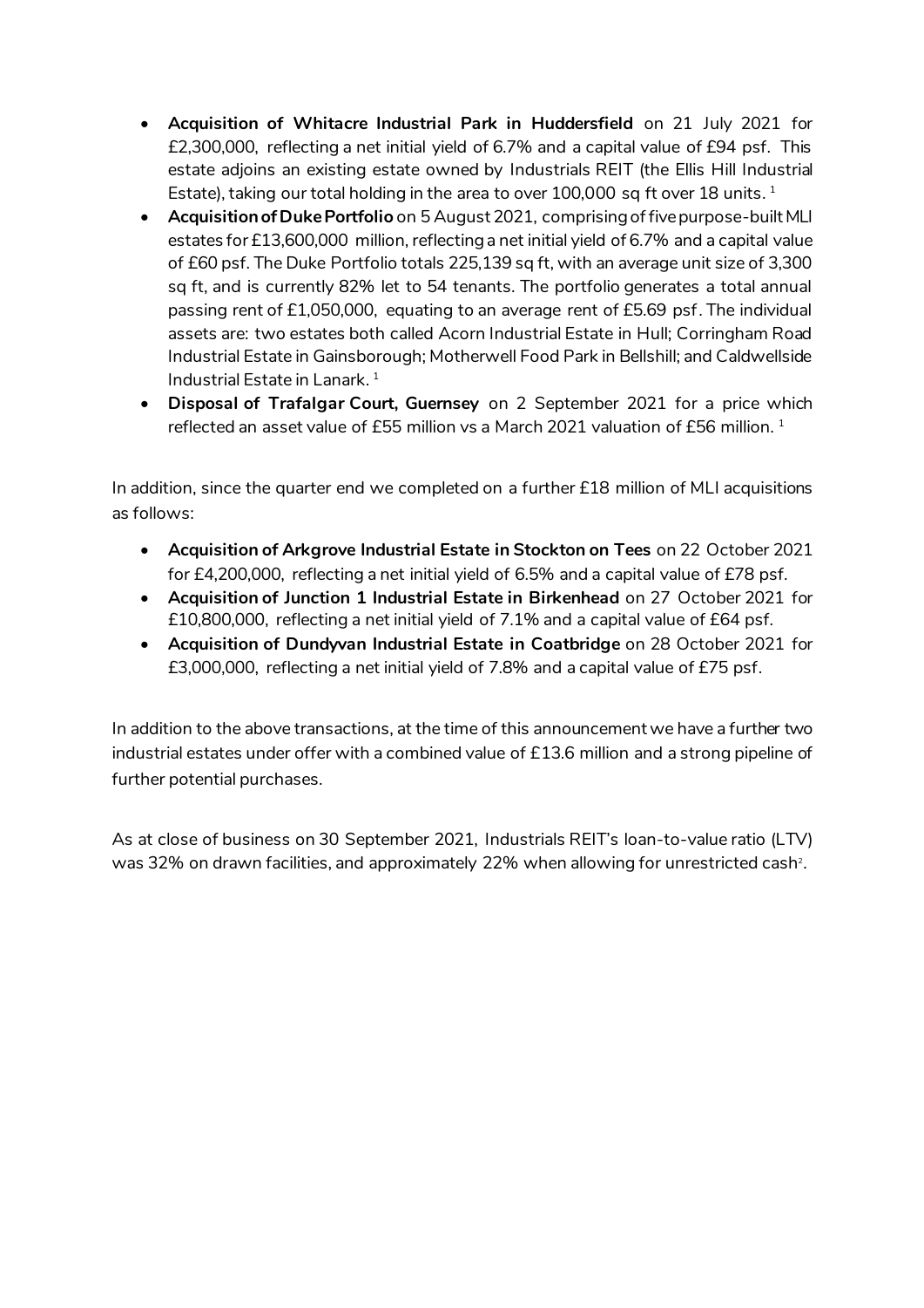- **Acquisition of Whitacre Industrial Park in Huddersfield** on 21 July 2021 for £2,300,000, reflecting a net initial yield of 6.7% and a capital value of £94 psf. This estate adjoins an existing estate owned by Industrials REIT (the Ellis Hill Industrial Estate), taking our total holding in the area to over 100,000 sq ft over 18 units. [1]
- **Acquisition of Duke Portfolio** on 5 August 2021, comprising of five purpose-built MLI estates for £13,600,000 million, reflecting a net initial yield of 6.7% and a capital value of £60 psf. The Duke Portfolio totals 225,139 sq ft, with an average unit size of 3,300 sq ft, and is currently 82% let to 54 tenants. The portfolio generates a total annual passing rent of £1,050,000, equating to an average rent of £5.69 psf. The individual assets are: two estates both called Acorn Industrial Estate in Hull; Corringham Road Industrial Estate in Gainsborough; Motherwell Food Park in Bellshill; and Caldwellside Industrial Estate in Lanark. [1]
- **Disposal of Trafalgar Court, Guernsey** on 2 September 2021 for a price which reflected an asset value of £55 million vs a March 2021 valuation of £56 million. [1]

In addition, since the quarter end we completed on a further £18 million of MLI acquisitions as follows:

- **Acquisition of Arkgrove Industrial Estate in Stockton on Tees** on 22 October 2021 for £4,200,000, reflecting a net initial yield of 6.5% and a capital value of £78 psf.
- **Acquisition of Junction 1 Industrial Estate in Birkenhead** on 27 October 2021 for £10,800,000, reflecting a net initial yield of 7.1% and a capital value of £64 psf.
- **Acquisition of Dundyvan Industrial Estate in Coatbridge** on 28 October 2021 for £3,000,000, reflecting a net initial yield of 7.8% and a capital value of £75 psf.

In addition to the above transactions, at the time of this announcement we have a further two industrial estates under offer with a combined value of £13.6 million and a strong pipeline of further potential purchases.

As at close of business on 30 September 2021, Industrials REIT's loan-to-value ratio (LTV) was 32% on drawn facilities, and approximately 22% when allowing for unrestricted cash[2].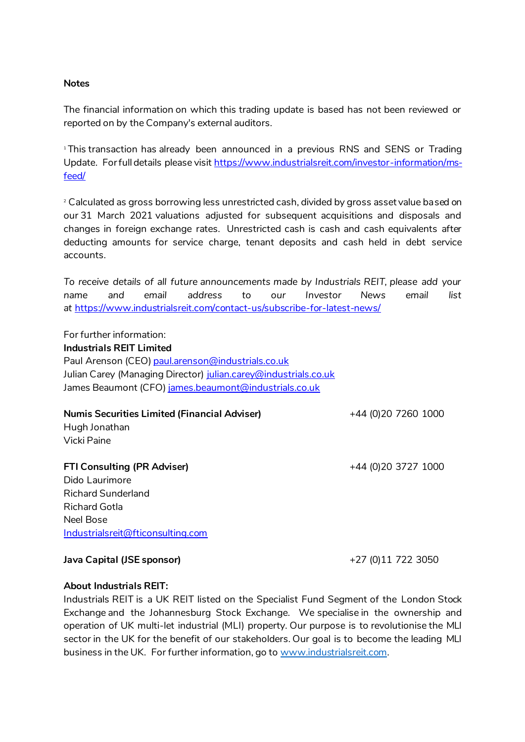**Notes**

The financial information on which this trading update is based has not been reviewed or reported on by the Company's external auditors.

[1] This transaction has already been announced in a previous RNS and SENS or Trading Update. For full details please visit https://www.industrialsreit.com/investor-information/ms-feed/

[2] Calculated as gross borrowing less unrestricted cash, divided by gross asset value based on our 31 March 2021 valuations adjusted for subsequent acquisitions and disposals and changes in foreign exchange rates. Unrestricted cash is cash and cash equivalents after deducting amounts for service charge, tenant deposits and cash held in debt service accounts.

*To receive details of all future announcements made by Industrials REIT, please add your name and email address to our Investor News email list at* https://www.industrialsreit.com/contact-us/subscribe-for-latest-news/

For further information:
**Industrials REIT Limited**
Paul Arenson (CEO) paul.arenson@industrials.co.uk
Julian Carey (Managing Director) julian.carey@industrials.co.uk
James Beaumont (CFO) james.beaumont@industrials.co.uk

**Numis Securities Limited (Financial Adviser)** +44 (0)20 7260 1000
Hugh Jonathan
Vicki Paine

**FTI Consulting (PR Adviser)** +44 (0)20 3727 1000
Dido Laurimore
Richard Sunderland
Richard Gotla
Neel Bose
Industrialsreit@fticonsulting.com

**Java Capital (JSE sponsor)** +27 (0)11 722 3050

**About Industrials REIT:**
Industrials REIT is a UK REIT listed on the Specialist Fund Segment of the London Stock Exchange and the Johannesburg Stock Exchange. We specialise in the ownership and operation of UK multi-let industrial (MLI) property. Our purpose is to revolutionise the MLI sector in the UK for the benefit of our stakeholders. Our goal is to become the leading MLI business in the UK. For further information, go to www.industrialsreit.com.